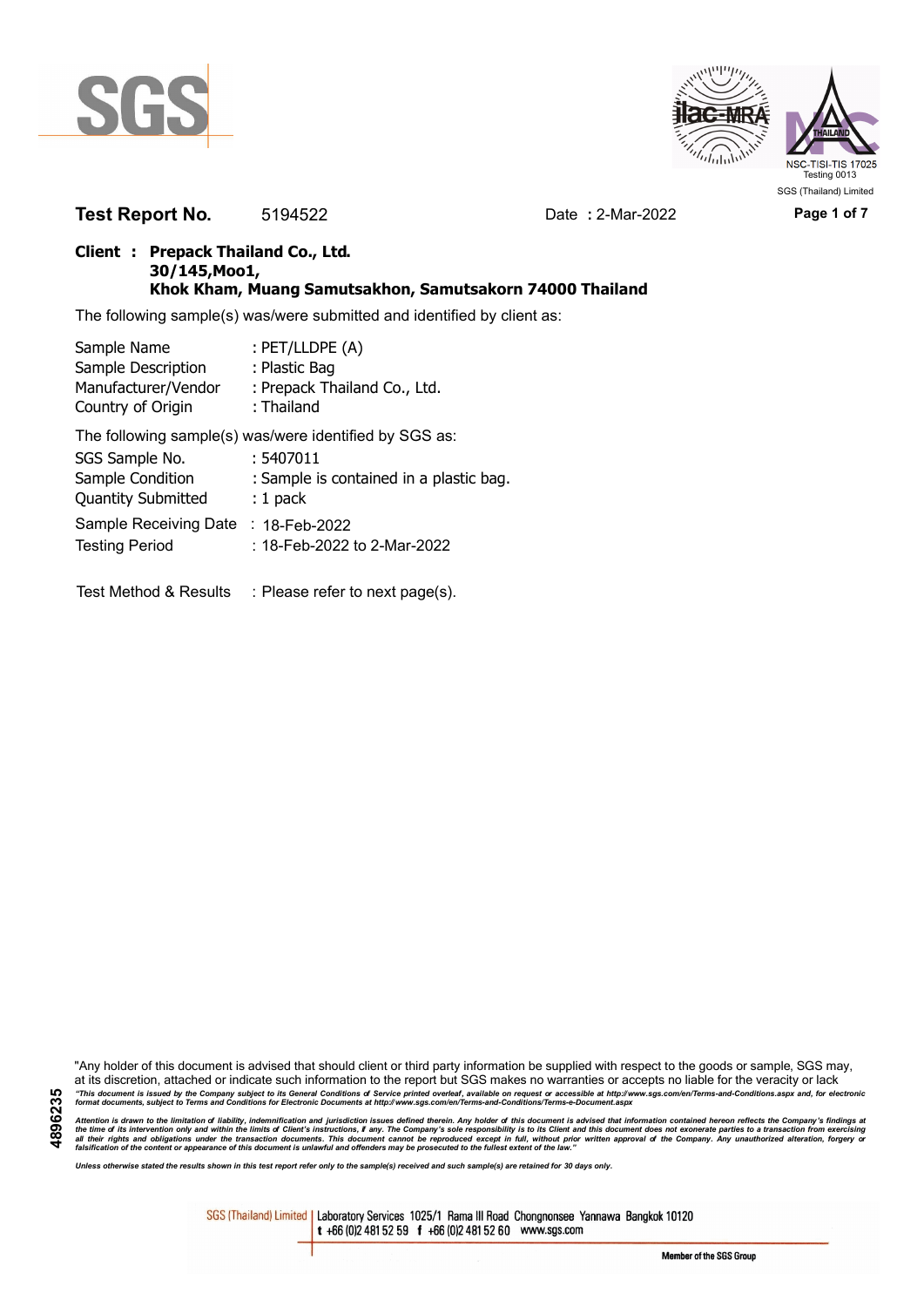**Test Report No.** 5194522 Date **:** 2-Mar-2022

**Client : Prepack Thailand Co., Ltd.**
**30/145,Moo1,**
**Khok Kham, Muang Samutsakhon, Samutsakorn 74000 Thailand**

The following sample(s) was/were submitted and identified by client as:

| | |
|---|---|
| Sample Name | : PET/LLDPE (A) |
| Sample Description | : Plastic Bag |
| Manufacturer/Vendor | : Prepack Thailand Co., Ltd. |
| Country of Origin | : Thailand |

The following sample(s) was/were identified by SGS as:

| | |
|---|---|
| SGS Sample No. | : 5407011 |
| Sample Condition | : Sample is contained in a plastic bag. |
| Quantity Submitted | : 1 pack |
| Sample Receiving Date | : 18-Feb-2022 |
| Testing Period | : 18-Feb-2022 to 2-Mar-2022 |

Test Method & Results : Please refer to next page(s).

"Any holder of this document is advised that should client or third party information be supplied with respect to the goods or sample, SGS may, at its discretion, attached or indicate such information to the report but SGS makes no warranties or accepts no liable for the veracity or lack

*"This document is issued by the Company subject to its General Conditions of Service printed overleaf, available on request or accessible at http://www.sgs.com/en/Terms-and-Conditions.aspx and, for electronic format documents, subject to Terms and Conditions for Electronic Documents at http://www.sgs.com/en/Terms-and-Conditions/Terms-e-Document.aspx*

*Attention is drawn to the limitation of liability, indemnification and jurisdiction issues defined therein. Any holder of this document is advised that information contained hereon reflects the Company's findings at the time of its intervention only and within the limits of Client's instructions, if any. The Company's sole responsibility is to its Client and this document does not exonerate parties to a transaction from exercising all their rights and obligations under the transaction documents. This document cannot be reproduced except in full, without prior written approval of the Company. Any unauthorized alteration, forgery or falsification of the content or appearance of this document is unlawful and offenders may be prosecuted to the fullest extent of the law."*

*Unless otherwise stated the results shown in this test report refer only to the sample(s) received and such sample(s) are retained for 30 days only.*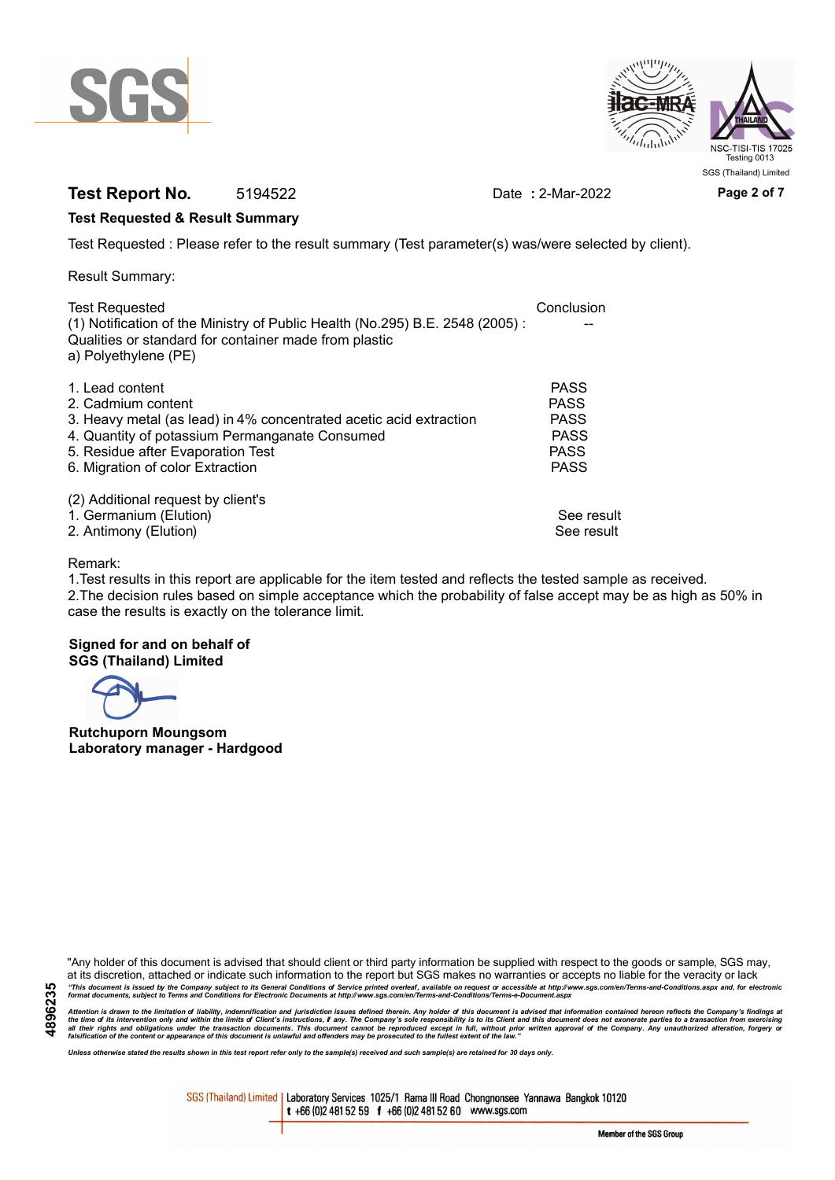**Test Report No.** 5194522 Date : 2-Mar-2022

**Test Requested & Result Summary**

Test Requested : Please refer to the result summary (Test parameter(s) was/were selected by client).

Result Summary:

| Test Requested | Conclusion |
|---|---|
| (1) Notification of the Ministry of Public Health (No.295) B.E. 2548 (2005) : Qualities or standard for container made from plastic a) Polyethylene (PE) | -- |
| 1. Lead content | PASS |
| 2. Cadmium content | PASS |
| 3. Heavy metal (as lead) in 4% concentrated acetic acid extraction | PASS |
| 4. Quantity of potassium Permanganate Consumed | PASS |
| 5. Residue after Evaporation Test | PASS |
| 6. Migration of color Extraction | PASS |
| (2) Additional request by client's | |
| 1. Germanium (Elution) | See result |
| 2. Antimony (Elution) | See result |

Remark:

1.Test results in this report are applicable for the item tested and reflects the tested sample as received.
2.The decision rules based on simple acceptance which the probability of false accept may be as high as 50% in case the results is exactly on the tolerance limit.

**Signed for and on behalf of**
**SGS (Thailand) Limited**

**Rutchuporn Moungsom**
**Laboratory manager - Hardgood**

"Any holder of this document is advised that should client or third party information be supplied with respect to the goods or sample, SGS may, at its discretion, attached or indicate such information to the report but SGS makes no warranties or accepts no liable for the veracity or lack

*"This document is issued by the Company subject to its General Conditions of Service printed overleaf, available on request or accessible at http://www.sgs.com/en/Terms-and-Conditions.aspx and, for electronic format documents, subject to Terms and Conditions for Electronic Documents at http://www.sgs.com/en/Terms-and-Conditions/Terms-e-Document.aspx*

*Attention is drawn to the limitation of liability, indemnification and jurisdiction issues defined therein. Any holder of this document is advised that information contained hereon reflects the Company's findings at the time of its intervention only and within the limits of Client's instructions, if any. The Company's sole responsibility is to its Client and this document does not exonerate parties to a transaction from exercising all their rights and obligations under the transaction documents. This document cannot be reproduced except in full, without prior written approval of the Company. Any unauthorized alteration, forgery or falsification of the content or appearance of this document is unlawful and offenders may be prosecuted to the fullest extent of the law."*

*Unless otherwise stated the results shown in this test report refer only to the sample(s) received and such sample(s) are retained for 30 days only.*

SGS (Thailand) Limited | Laboratory Services 1025/1 Rama III Road Chongnonsee Yannawa Bangkok 10120
t +66 (0)2 481 52 59 f +66 (0)2 481 52 60 www.sgs.com

Member of the SGS Group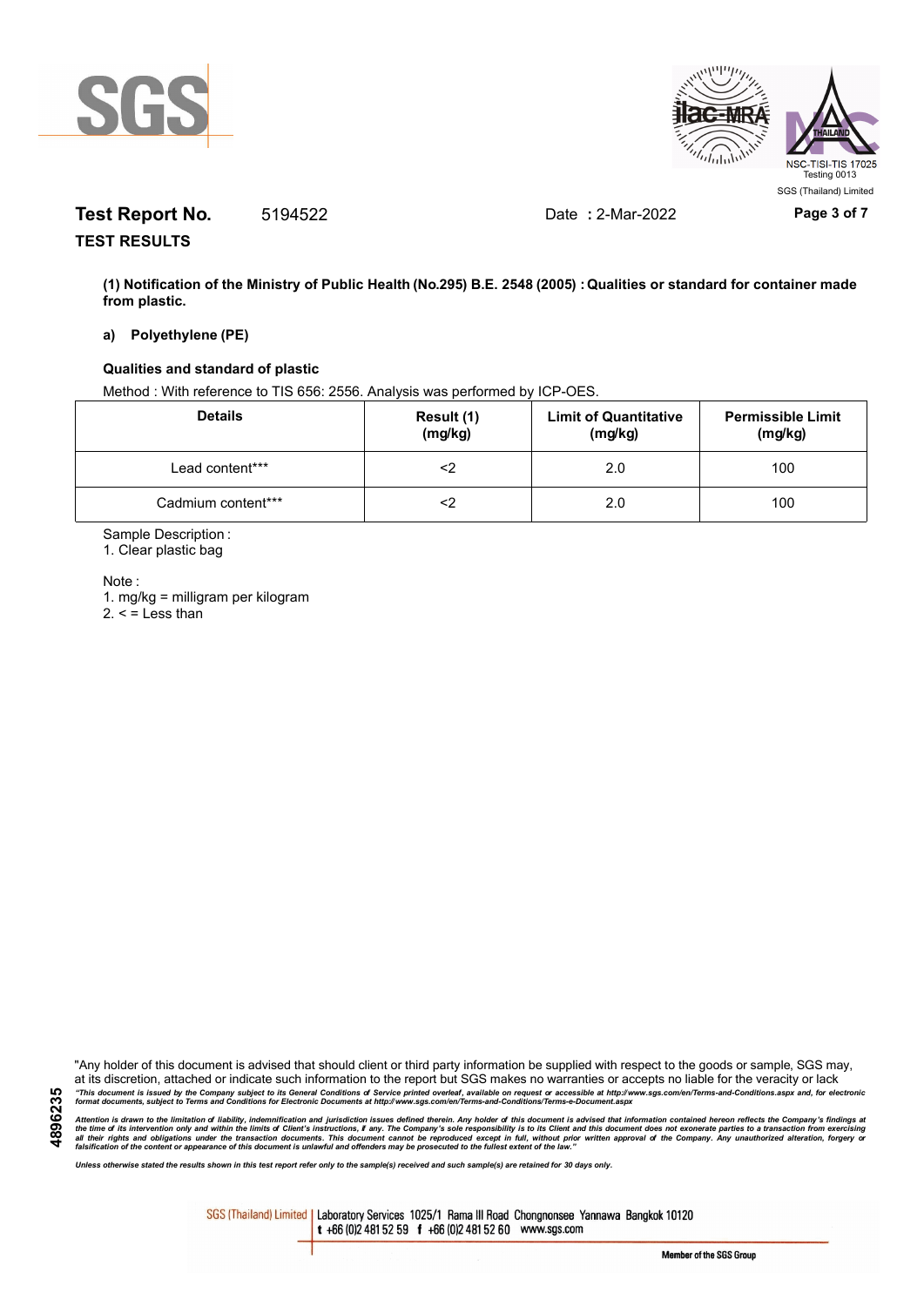**Test Report No.** 5194522 Date **:** 2-Mar-2022

**TEST RESULTS**

**(1) Notification of the Ministry of Public Health (No.295) B.E. 2548 (2005) : Qualities or standard for container made from plastic.**

**a) Polyethylene (PE)**

**Qualities and standard of plastic**

Method : With reference to TIS 656: 2556. Analysis was performed by ICP-OES.

| Details | Result (1) (mg/kg) | Limit of Quantitative (mg/kg) | Permissible Limit (mg/kg) |
|---|---|---|---|
| Lead content*** | <2 | 2.0 | 100 |
| Cadmium content*** | <2 | 2.0 | 100 |

Sample Description :

1. Clear plastic bag

Note :

1. mg/kg = milligram per kilogram
2. < = Less than

"Any holder of this document is advised that should client or third party information be supplied with respect to the goods or sample, SGS may, at its discretion, attached or indicate such information to the report but SGS makes no warranties or accepts no liable for the veracity or lack

*"This document is issued by the Company subject to its General Conditions of Service printed overleaf, available on request or accessible at http://www.sgs.com/en/Terms-and-Conditions.aspx and, for electronic format documents, subject to Terms and Conditions for Electronic Documents at http://www.sgs.com/en/Terms-and-Conditions/Terms-e-Document.aspx*

*Attention is drawn to the limitation of liability, indemnification and jurisdiction issues defined therein. Any holder of this document is advised that information contained hereon reflects the Company's findings at the time of its intervention only and within the limits of Client's instructions, if any. The Company's sole responsibility is to its Client and this document does not exonerate parties to a transaction from exercising all their rights and obligations under the transaction documents. This document cannot be reproduced except in full, without prior written approval of the Company. Any unauthorized alteration, forgery or falsification of the content or appearance of this document is unlawful and offenders may be prosecuted to the fullest extent of the law."*

*Unless otherwise stated the results shown in this test report refer only to the sample(s) received and such sample(s) are retained for 30 days only.*

SGS (Thailand) Limited | Laboratory Services 1025/1 Rama III Road Chongnonsee Yannawa Bangkok 10120 t +66 (0)2 481 52 59 f +66 (0)2 481 52 60 www.sgs.com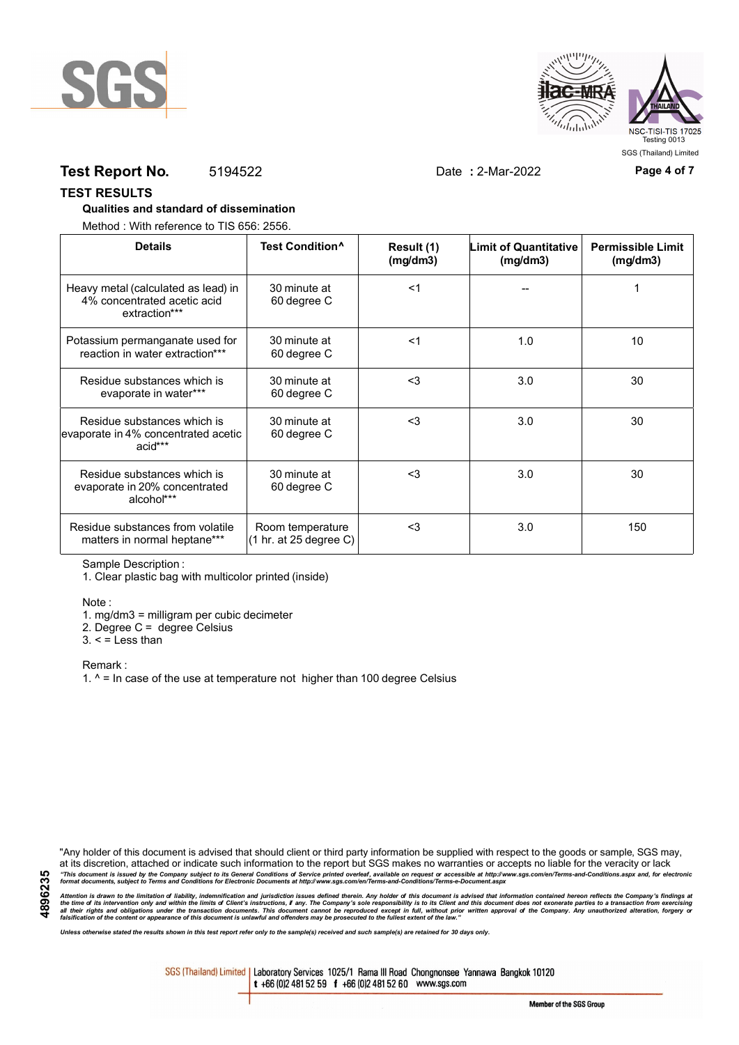**Test Report No.** 5194522 Date **:** 2-Mar-2022

## TEST RESULTS

**Qualities and standard of dissemination**

Method : With reference to TIS 656: 2556.

| Details | Test Condition^ | Result (1) (mg/dm3) | Limit of Quantitative (mg/dm3) | Permissible Limit (mg/dm3) |
|---|---|---|---|---|
| Heavy metal (calculated as lead) in 4% concentrated acetic acid extraction*** | 30 minute at 60 degree C | <1 | -- | 1 |
| Potassium permanganate used for reaction in water extraction*** | 30 minute at 60 degree C | <1 | 1.0 | 10 |
| Residue substances which is evaporate in water*** | 30 minute at 60 degree C | <3 | 3.0 | 30 |
| Residue substances which is evaporate in 4% concentrated acetic acid*** | 30 minute at 60 degree C | <3 | 3.0 | 30 |
| Residue substances which is evaporate in 20% concentrated alcohol*** | 30 minute at 60 degree C | <3 | 3.0 | 30 |
| Residue substances from volatile matters in normal heptane*** | Room temperature (1 hr. at 25 degree C) | <3 | 3.0 | 150 |

Sample Description :

1. Clear plastic bag with multicolor printed (inside)

Note :

1. mg/dm3 = milligram per cubic decimeter
2. Degree C = degree Celsius
3. < = Less than

Remark :

1. ^ = In case of the use at temperature not higher than 100 degree Celsius

"Any holder of this document is advised that should client or third party information be supplied with respect to the goods or sample, SGS may, at its discretion, attached or indicate such information to the report but SGS makes no warranties or accepts no liable for the veracity or lack

*"This document is issued by the Company subject to its General Conditions of Service printed overleaf, available on request or accessible at http://www.sgs.com/en/Terms-and-Conditions.aspx and, for electronic format documents, subject to Terms and Conditions for Electronic Documents at http://www.sgs.com/en/Terms-and-Conditions/Terms-e-Document.aspx*

*Attention is drawn to the limitation of liability, indemnification and jurisdiction issues defined therein. Any holder of this document is advised that information contained hereon reflects the Company's findings at the time of its intervention only and within the limits of Client's instructions, if any. The Company's sole responsibility is to its Client and this document does not exonerate parties to a transaction from exercising all their rights and obligations under the transaction documents. This document cannot be reproduced except in full, without prior written approval of the Company. Any unauthorized alteration, forgery or falsification of the content or appearance of this document is unlawful and offenders may be prosecuted to the fullest extent of the law."*

*Unless otherwise stated the results shown in this test report refer only to the sample(s) received and such sample(s) are retained for 30 days only.*

SGS (Thailand) Limited | Laboratory Services 1025/1 Rama III Road Chongnonsee Yannawa Bangkok 10120 t +66 (0)2 481 52 59 f +66 (0)2 481 52 60 www.sgs.com

Member of the SGS Group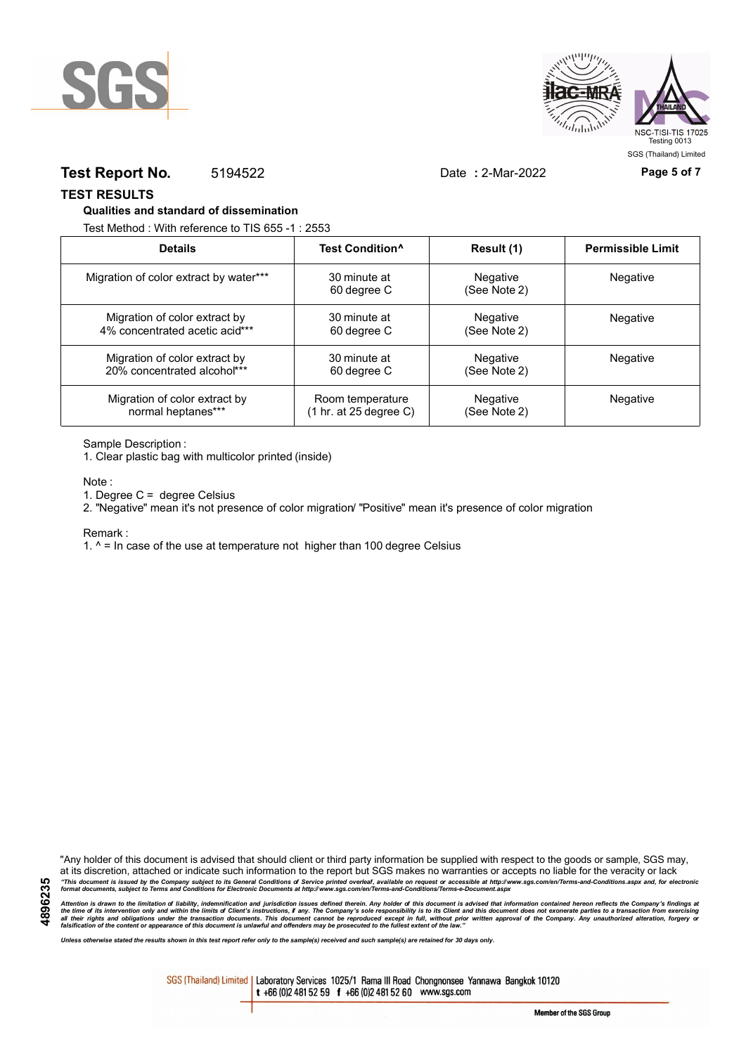**Test Report No.** 5194522 Date **:** 2-Mar-2022

## TEST RESULTS

### Qualities and standard of dissemination

Test Method : With reference to TIS 655 -1 : 2553

| Details | Test Condition^ | Result (1) | Permissible Limit |
|---|---|---|---|
| Migration of color extract by water*** | 30 minute at 60 degree C | Negative (See Note 2) | Negative |
| Migration of color extract by 4% concentrated acetic acid*** | 30 minute at 60 degree C | Negative (See Note 2) | Negative |
| Migration of color extract by 20% concentrated alcohol*** | 30 minute at 60 degree C | Negative (See Note 2) | Negative |
| Migration of color extract by normal heptanes*** | Room temperature (1 hr. at 25 degree C) | Negative (See Note 2) | Negative |

Sample Description :

1. Clear plastic bag with multicolor printed (inside)

Note :

1. Degree C = degree Celsius
2. "Negative" mean it's not presence of color migration/ "Positive" mean it's presence of color migration

Remark :

1. ^ = In case of the use at temperature not higher than 100 degree Celsius

"Any holder of this document is advised that should client or third party information be supplied with respect to the goods or sample, SGS may, at its discretion, attached or indicate such information to the report but SGS makes no warranties or accepts no liable for the veracity or lack

*"This document is issued by the Company subject to its General Conditions of Service printed overleaf, available on request or accessible at http://www.sgs.com/en/Terms-and-Conditions.aspx and, for electronic format documents, subject to Terms and Conditions for Electronic Documents at http://www.sgs.com/en/Terms-and-Conditions/Terms-e-Document.aspx*

*Attention is drawn to the limitation of liability, indemnification and jurisdiction issues defined therein. Any holder of this document is advised that information contained hereon reflects the Company's findings at the time of its intervention only and within the limits of Client's instructions, if any. The Company's sole responsibility is to its Client and this document does not exonerate parties to a transaction from exercising all their rights and obligations under the transaction documents. This document cannot be reproduced except in full, without prior written approval of the Company. Any unauthorized alteration, forgery or falsification of the content or appearance of this document is unlawful and offenders may be prosecuted to the fullest extent of the law."*

*Unless otherwise stated the results shown in this test report refer only to the sample(s) received and such sample(s) are retained for 30 days only.*

4896235

SGS (Thailand) Limited | Laboratory Services 1025/1 Rama III Road Chongnonsee Yannawa Bangkok 10120 t +66 (0)2 481 52 59 f +66 (0)2 481 52 60 www.sgs.com

Member of the SGS Group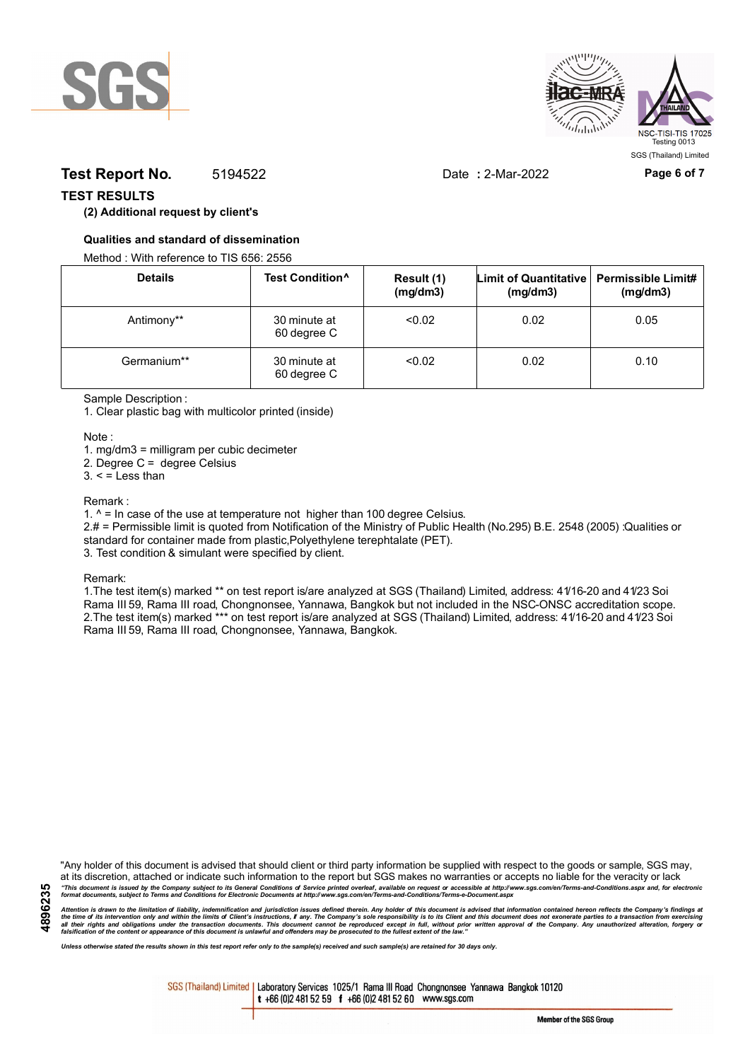**Test Report No.** 5194522 Date **:** 2-Mar-2022

## TEST RESULTS

**(2) Additional request by client's**

**Qualities and standard of dissemination**

Method : With reference to TIS 656: 2556

| Details | Test Condition^ | Result (1) (mg/dm3) | Limit of Quantitative (mg/dm3) | Permissible Limit# (mg/dm3) |
|---|---|---|---|---|
| Antimony** | 30 minute at 60 degree C | <0.02 | 0.02 | 0.05 |
| Germanium** | 30 minute at 60 degree C | <0.02 | 0.02 | 0.10 |

Sample Description :

1. Clear plastic bag with multicolor printed (inside)

Note :

1. mg/dm3 = milligram per cubic decimeter
2. Degree C = degree Celsius
3. < = Less than

Remark :

1. ^ = In case of the use at temperature not higher than 100 degree Celsius.
2. # = Permissible limit is quoted from Notification of the Ministry of Public Health (No.295) B.E. 2548 (2005) :Qualities or standard for container made from plastic,Polyethylene terephtalate (PET).
3. Test condition & simulant were specified by client.

Remark:

1. The test item(s) marked ** on test report is/are analyzed at SGS (Thailand) Limited, address: 41/16-20 and 41/23 Soi Rama III 59, Rama III road, Chongnonsee, Yannawa, Bangkok but not included in the NSC-ONSC accreditation scope.
2. The test item(s) marked *** on test report is/are analyzed at SGS (Thailand) Limited, address: 41/16-20 and 41/23 Soi Rama III 59, Rama III road, Chongnonsee, Yannawa, Bangkok.

"Any holder of this document is advised that should client or third party information be supplied with respect to the goods or sample, SGS may, at its discretion, attached or indicate such information to the report but SGS makes no warranties or accepts no liable for the veracity or lack

*"This document is issued by the Company subject to its General Conditions of Service printed overleaf, available on request or accessible at http://www.sgs.com/en/Terms-and-Conditions.aspx and, for electronic format documents, subject to Terms and Conditions for Electronic Documents at http://www.sgs.com/en/Terms-and-Conditions/Terms-e-Document.aspx*

*Attention is drawn to the limitation of liability, indemnification and jurisdiction issues defined therein. Any holder of this document is advised that information contained hereon reflects the Company's findings at the time of its intervention only and within the limits of Client's instructions, if any. The Company's sole responsibility is to its Client and this document does not exonerate parties to a transaction from exercising all their rights and obligations under the transaction documents. This document cannot be reproduced except in full, without prior written approval of the Company. Any unauthorized alteration, forgery or falsification of the content or appearance of this document is unlawful and offenders may be prosecuted to the fullest extent of the law."*

*Unless otherwise stated the results shown in this test report refer only to the sample(s) received and such sample(s) are retained for 30 days only.*

4896235

SGS (Thailand) Limited | Laboratory Services 1025/1 Rama III Road Chongnonsee Yannawa Bangkok 10120 t +66 (0)2 481 52 59 f +66 (0)2 481 52 60 www.sgs.com

Member of the SGS Group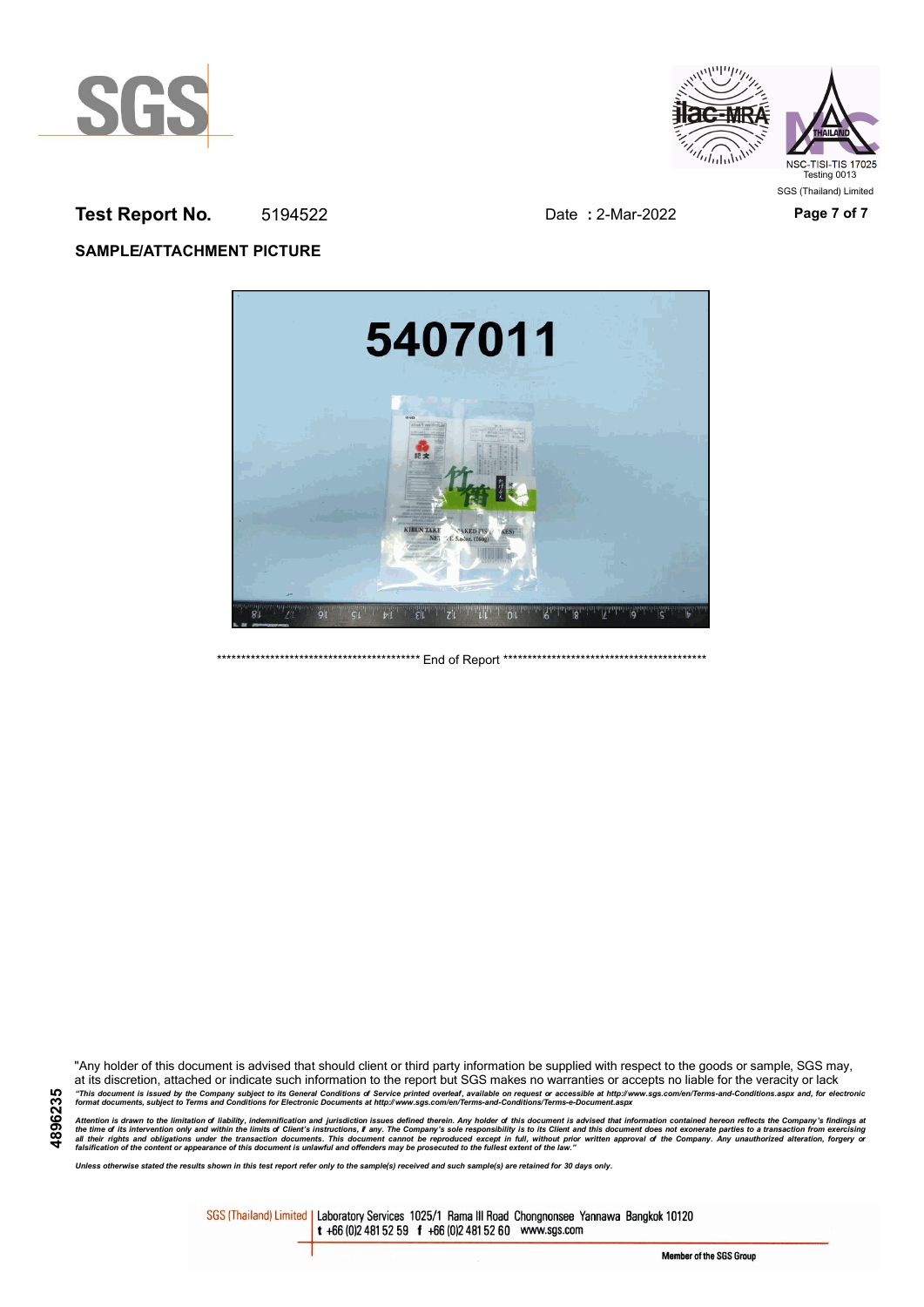**Test Report No.** 5194522 Date **:** 2-Mar-2022

**SAMPLE/ATTACHMENT PICTURE**

******************************************** End of Report ********************************************

"Any holder of this document is advised that should client or third party information be supplied with respect to the goods or sample, SGS may, at its discretion, attached or indicate such information to the report but SGS makes no warranties or accepts no liable for the veracity or lack

*"This document is issued by the Company subject to its General Conditions of Service printed overleaf, available on request or accessible at http://www.sgs.com/en/Terms-and-Conditions.aspx and, for electronic format documents, subject to Terms and Conditions for Electronic Documents at http://www.sgs.com/en/Terms-and-Conditions/Terms-e-Document.aspx*

*Attention is drawn to the limitation of liability, indemnification and jurisdiction issues defined therein. Any holder of this document is advised that information contained hereon reflects the Company's findings at the time of its intervention only and within the limits of Client's instructions, if any. The Company's sole responsibility is to its Client and this document does not exonerate parties to a transaction from exercising all their rights and obligations under the transaction documents. This document cannot be reproduced except in full, without prior written approval of the Company. Any unauthorized alteration, forgery or falsification of the content or appearance of this document is unlawful and offenders may be prosecuted to the fullest extent of the law."*

*Unless otherwise stated the results shown in this test report refer only to the sample(s) received and such sample(s) are retained for 30 days only.*

SGS (Thailand) Limited | Laboratory Services 1025/1 Rama III Road Chongnonsee Yannawa Bangkok 10120
t +66 (0)2 481 52 59 f +66 (0)2 481 52 60 www.sgs.com

Member of the SGS Group